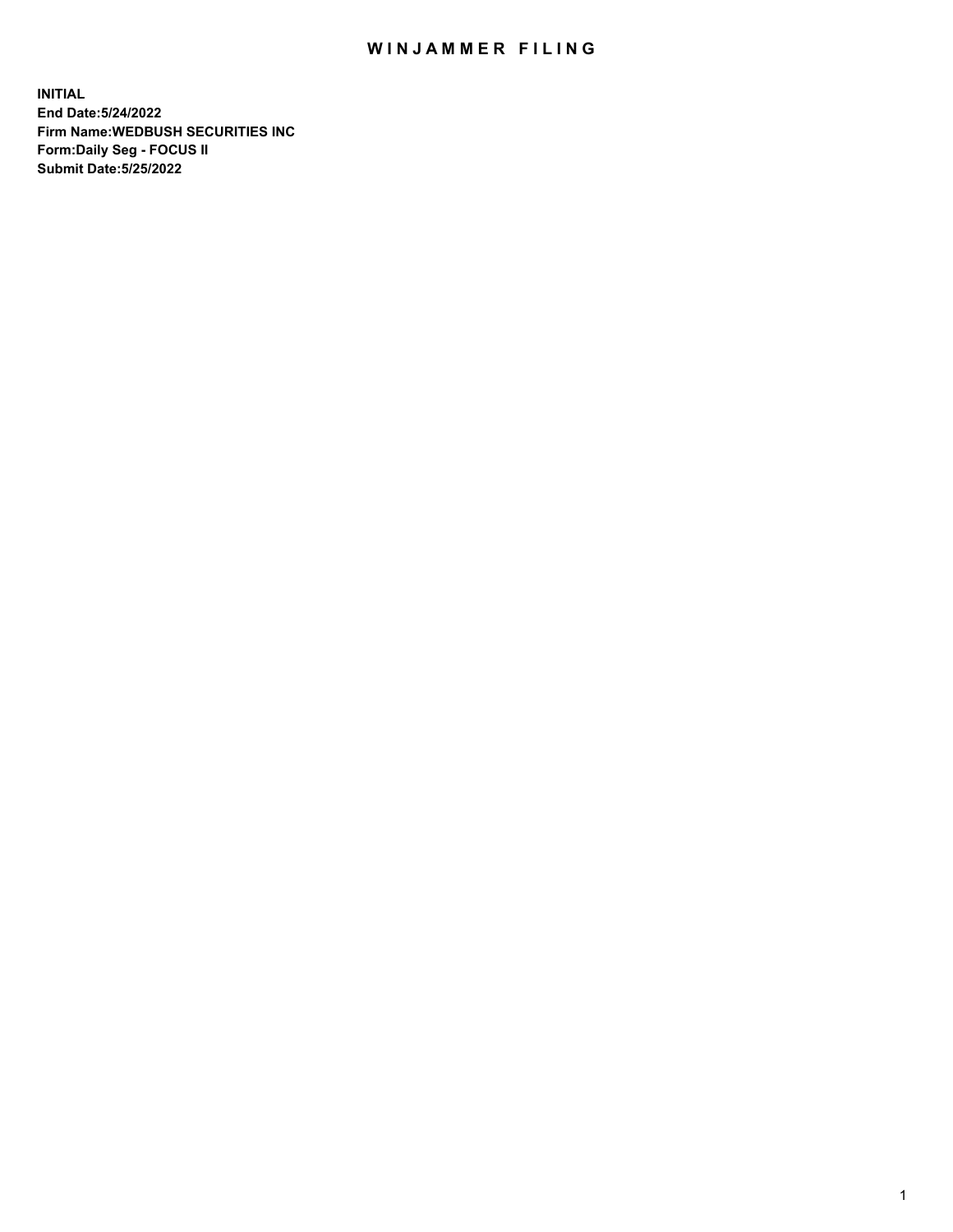# WINJAMMER FILING

**INITIAL**
**End Date:5/24/2022**
**Firm Name:WEDBUSH SECURITIES INC**
**Form:Daily Seg - FOCUS II**
**Submit Date:5/25/2022**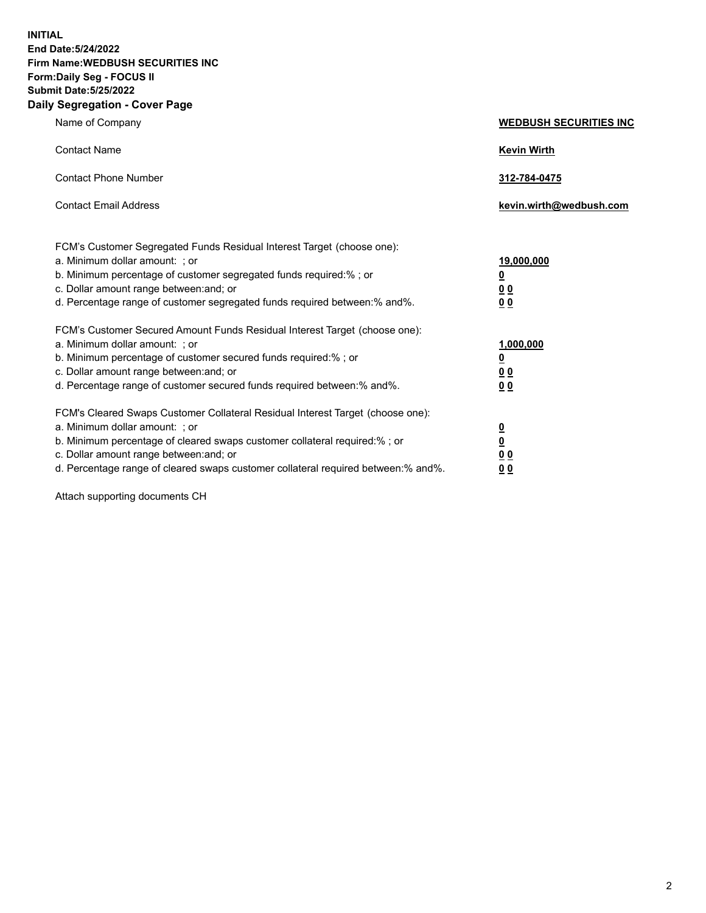**INITIAL**
**End Date:5/24/2022**
**Firm Name:WEDBUSH SECURITIES INC**
**Form:Daily Seg - FOCUS II**
**Submit Date:5/25/2022**

## Daily Segregation - Cover Page

| | |
|---|---|
| Name of Company | **WEDBUSH SECURITIES INC** |
| Contact Name | **Kevin Wirth** |
| Contact Phone Number | **312-784-0475** |
| Contact Email Address | **kevin.wirth@wedbush.com** |

| | |
|---|---|
| FCM's Customer Segregated Funds Residual Interest Target (choose one): | |
| a. Minimum dollar amount: ; or | **19,000,000** |
| b. Minimum percentage of customer segregated funds required:% ; or | **0** |
| c. Dollar amount range between:and; or | **0 0** |
| d. Percentage range of customer segregated funds required between:% and%. | **0 0** |
| FCM's Customer Secured Amount Funds Residual Interest Target (choose one): | |
| a. Minimum dollar amount: ; or | **1,000,000** |
| b. Minimum percentage of customer secured funds required:% ; or | **0** |
| c. Dollar amount range between:and; or | **0 0** |
| d. Percentage range of customer secured funds required between:% and%. | **0 0** |
| FCM's Cleared Swaps Customer Collateral Residual Interest Target (choose one): | |
| a. Minimum dollar amount: ; or | **0** |
| b. Minimum percentage of cleared swaps customer collateral required:% ; or | **0** |
| c. Dollar amount range between:and; or | **0 0** |
| d. Percentage range of cleared swaps customer collateral required between:% and%. | **0 0** |

Attach supporting documents CH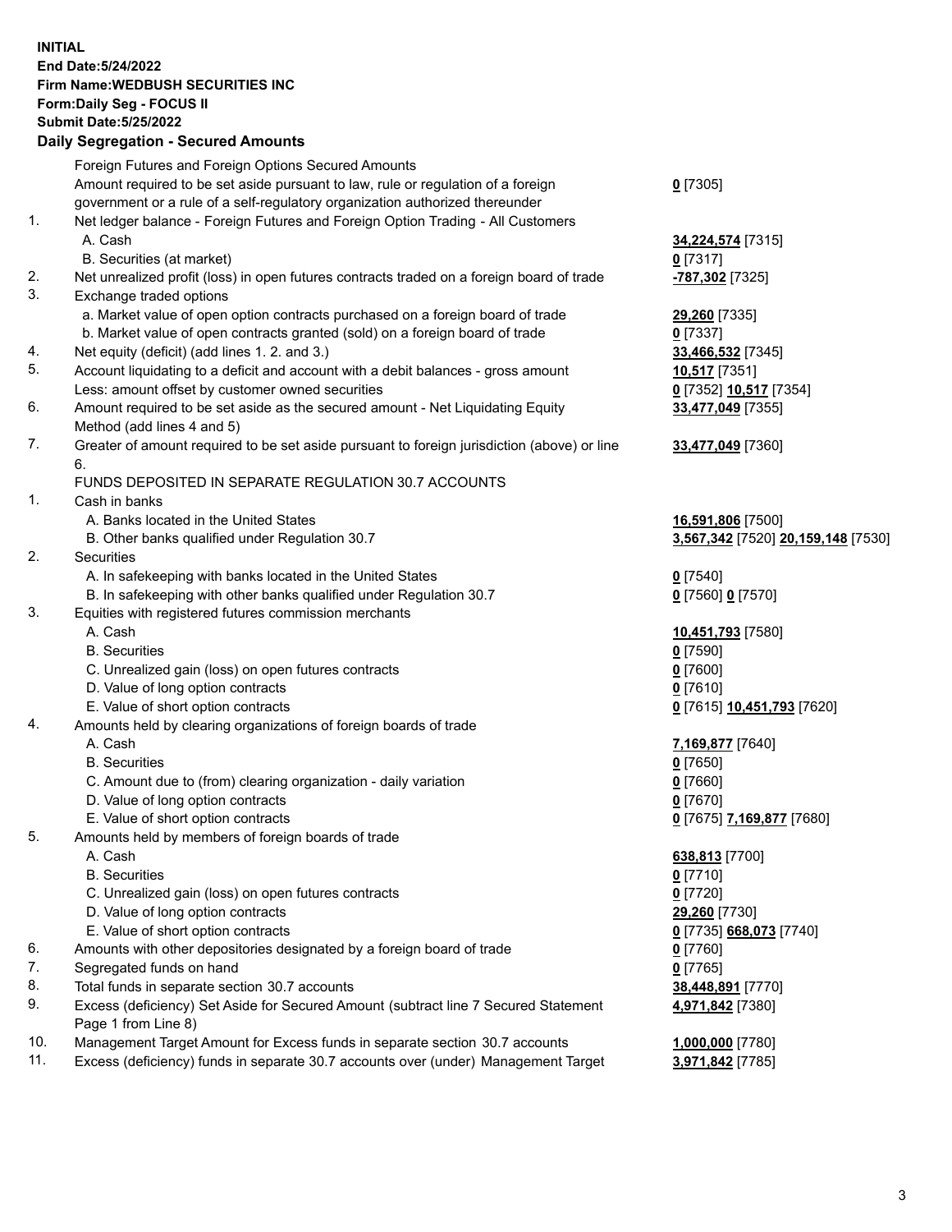**INITIAL**
**End Date:5/24/2022**
**Firm Name:WEDBUSH SECURITIES INC**
**Form:Daily Seg - FOCUS II**
**Submit Date:5/25/2022**

### Daily Segregation - Secured Amounts

| | | |
|---|---|---|
| | Foreign Futures and Foreign Options Secured Amounts | |
| | Amount required to be set aside pursuant to law, rule or regulation of a foreign government or a rule of a self-regulatory organization authorized thereunder | 0 [7305] |
| 1. | Net ledger balance - Foreign Futures and Foreign Option Trading - All Customers | |
| | A. Cash | 34,224,574 [7315] |
| | B. Securities (at market) | 0 [7317] |
| 2. | Net unrealized profit (loss) in open futures contracts traded on a foreign board of trade | -787,302 [7325] |
| 3. | Exchange traded options | |
| | a. Market value of open option contracts purchased on a foreign board of trade | 29,260 [7335] |
| | b. Market value of open contracts granted (sold) on a foreign board of trade | 0 [7337] |
| 4. | Net equity (deficit) (add lines 1. 2. and 3.) | 33,466,532 [7345] |
| 5. | Account liquidating to a deficit and account with a debit balances - gross amount | 10,517 [7351] |
| | Less: amount offset by customer owned securities | 0 [7352] 10,517 [7354] |
| 6. | Amount required to be set aside as the secured amount - Net Liquidating Equity Method (add lines 4 and 5) | 33,477,049 [7355] |
| 7. | Greater of amount required to be set aside pursuant to foreign jurisdiction (above) or line 6. | 33,477,049 [7360] |
| | FUNDS DEPOSITED IN SEPARATE REGULATION 30.7 ACCOUNTS | |
| 1. | Cash in banks | |
| | A. Banks located in the United States | 16,591,806 [7500] |
| | B. Other banks qualified under Regulation 30.7 | 3,567,342 [7520] 20,159,148 [7530] |
| 2. | Securities | |
| | A. In safekeeping with banks located in the United States | 0 [7540] |
| | B. In safekeeping with other banks qualified under Regulation 30.7 | 0 [7560] 0 [7570] |
| 3. | Equities with registered futures commission merchants | |
| | A. Cash | 10,451,793 [7580] |
| | B. Securities | 0 [7590] |
| | C. Unrealized gain (loss) on open futures contracts | 0 [7600] |
| | D. Value of long option contracts | 0 [7610] |
| | E. Value of short option contracts | 0 [7615] 10,451,793 [7620] |
| 4. | Amounts held by clearing organizations of foreign boards of trade | |
| | A. Cash | 7,169,877 [7640] |
| | B. Securities | 0 [7650] |
| | C. Amount due to (from) clearing organization - daily variation | 0 [7660] |
| | D. Value of long option contracts | 0 [7670] |
| | E. Value of short option contracts | 0 [7675] 7,169,877 [7680] |
| 5. | Amounts held by members of foreign boards of trade | |
| | A. Cash | 638,813 [7700] |
| | B. Securities | 0 [7710] |
| | C. Unrealized gain (loss) on open futures contracts | 0 [7720] |
| | D. Value of long option contracts | 29,260 [7730] |
| | E. Value of short option contracts | 0 [7735] 668,073 [7740] |
| 6. | Amounts with other depositories designated by a foreign board of trade | 0 [7760] |
| 7. | Segregated funds on hand | 0 [7765] |
| 8. | Total funds in separate section 30.7 accounts | 38,448,891 [7770] |
| 9. | Excess (deficiency) Set Aside for Secured Amount (subtract line 7 Secured Statement Page 1 from Line 8) | 4,971,842 [7380] |
| 10. | Management Target Amount for Excess funds in separate section 30.7 accounts | 1,000,000 [7780] |
| 11. | Excess (deficiency) funds in separate 30.7 accounts over (under) Management Target | 3,971,842 [7785] |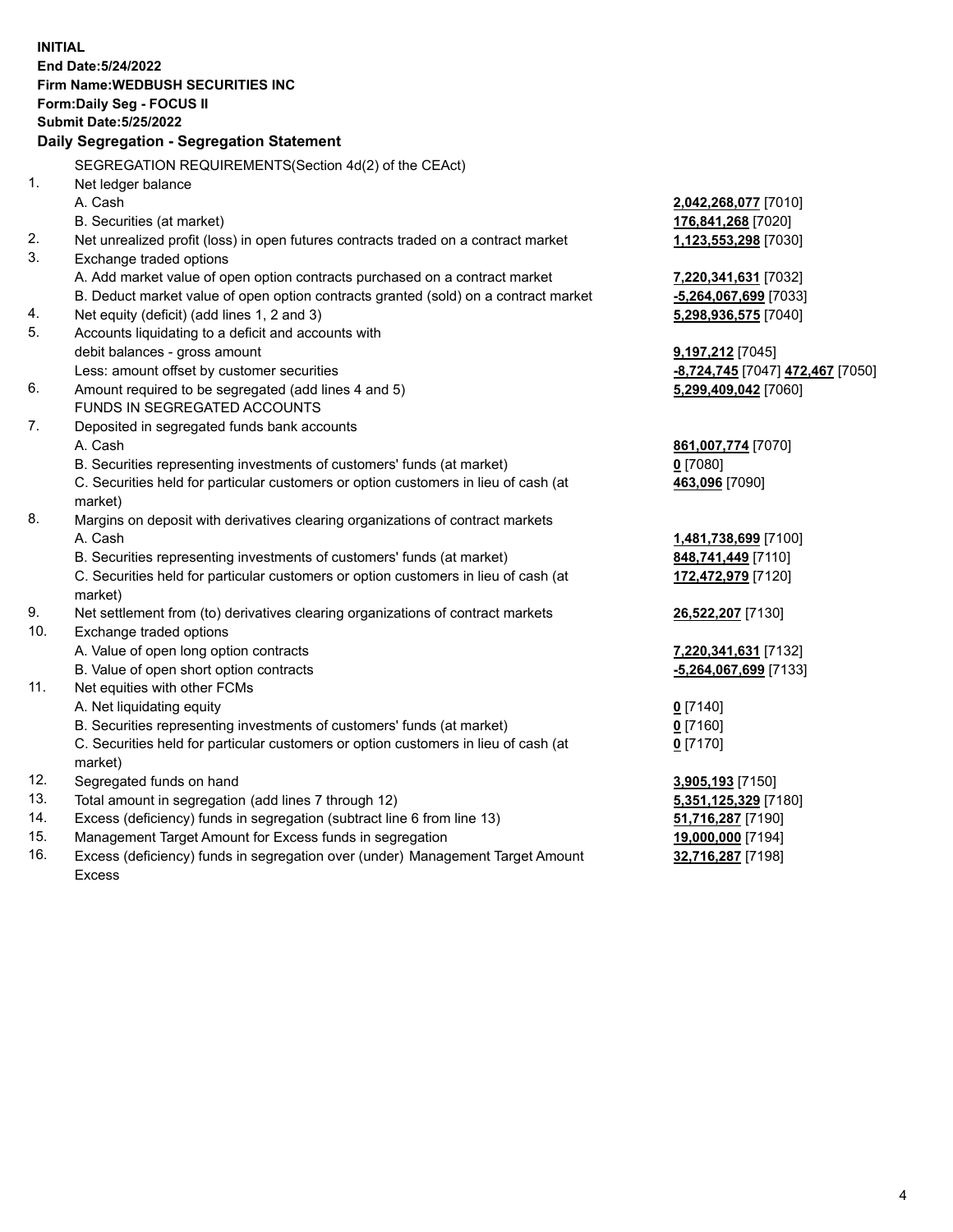**INITIAL**
**End Date:5/24/2022**
**Firm Name:WEDBUSH SECURITIES INC**
**Form:Daily Seg - FOCUS II**
**Submit Date:5/25/2022**

## Daily Segregation - Segregation Statement

SEGREGATION REQUIREMENTS(Section 4d(2) of the CEAct)

| | | |
|---|---|---|
| 1. | Net ledger balance | |
| | A. Cash | **2,042,268,077** [7010] |
| | B. Securities (at market) | **176,841,268** [7020] |
| 2. | Net unrealized profit (loss) in open futures contracts traded on a contract market | **1,123,553,298** [7030] |
| 3. | Exchange traded options | |
| | A. Add market value of open option contracts purchased on a contract market | **7,220,341,631** [7032] |
| | B. Deduct market value of open option contracts granted (sold) on a contract market | **-5,264,067,699** [7033] |
| 4. | Net equity (deficit) (add lines 1, 2 and 3) | **5,298,936,575** [7040] |
| 5. | Accounts liquidating to a deficit and accounts with | |
| | debit balances - gross amount | **9,197,212** [7045] |
| | Less: amount offset by customer securities | **-8,724,745** [7047] **472,467** [7050] |
| 6. | Amount required to be segregated (add lines 4 and 5) | **5,299,409,042** [7060] |
| | FUNDS IN SEGREGATED ACCOUNTS | |
| 7. | Deposited in segregated funds bank accounts | |
| | A. Cash | **861,007,774** [7070] |
| | B. Securities representing investments of customers' funds (at market) | **0** [7080] |
| | C. Securities held for particular customers or option customers in lieu of cash (at market) | **463,096** [7090] |
| 8. | Margins on deposit with derivatives clearing organizations of contract markets | |
| | A. Cash | **1,481,738,699** [7100] |
| | B. Securities representing investments of customers' funds (at market) | **848,741,449** [7110] |
| | C. Securities held for particular customers or option customers in lieu of cash (at market) | **172,472,979** [7120] |
| 9. | Net settlement from (to) derivatives clearing organizations of contract markets | **26,522,207** [7130] |
| 10. | Exchange traded options | |
| | A. Value of open long option contracts | **7,220,341,631** [7132] |
| | B. Value of open short option contracts | **-5,264,067,699** [7133] |
| 11. | Net equities with other FCMs | |
| | A. Net liquidating equity | **0** [7140] |
| | B. Securities representing investments of customers' funds (at market) | **0** [7160] |
| | C. Securities held for particular customers or option customers in lieu of cash (at market) | **0** [7170] |
| 12. | Segregated funds on hand | **3,905,193** [7150] |
| 13. | Total amount in segregation (add lines 7 through 12) | **5,351,125,329** [7180] |
| 14. | Excess (deficiency) funds in segregation (subtract line 6 from line 13) | **51,716,287** [7190] |
| 15. | Management Target Amount for Excess funds in segregation | **19,000,000** [7194] |
| 16. | Excess (deficiency) funds in segregation over (under) Management Target Amount Excess | **32,716,287** [7198] |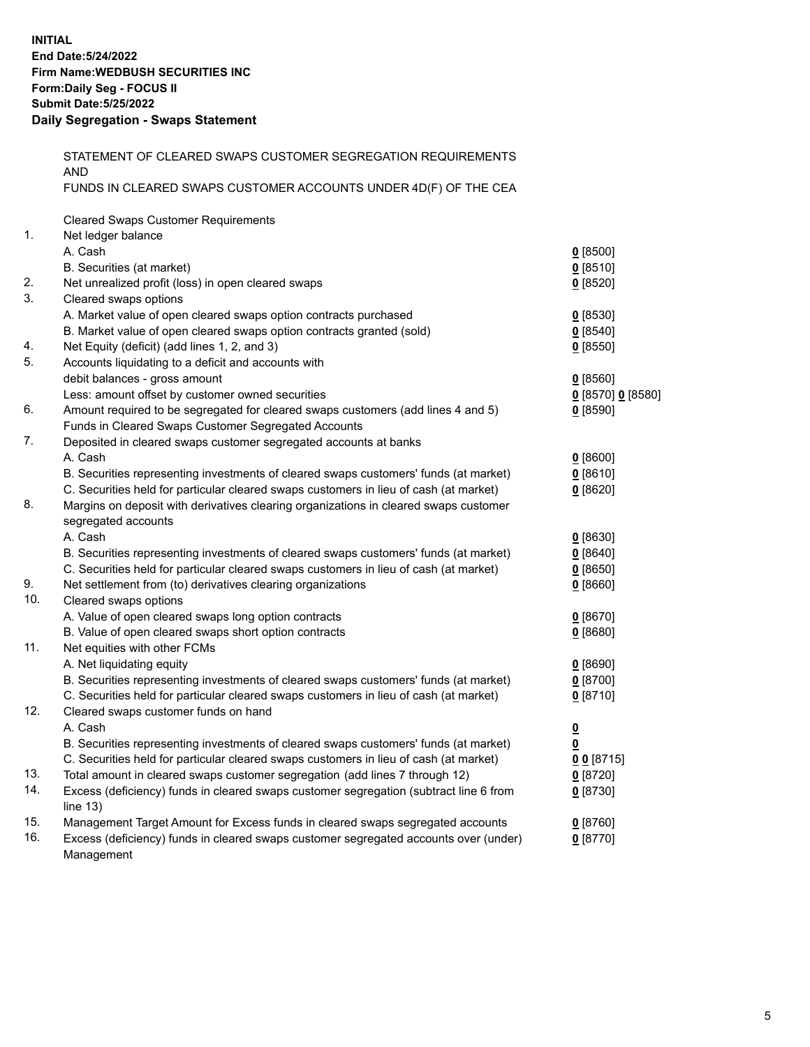**INITIAL**
**End Date:5/24/2022**
**Firm Name:WEDBUSH SECURITIES INC**
**Form:Daily Seg - FOCUS II**
**Submit Date:5/25/2022**
**Daily Segregation - Swaps Statement**

STATEMENT OF CLEARED SWAPS CUSTOMER SEGREGATION REQUIREMENTS AND FUNDS IN CLEARED SWAPS CUSTOMER ACCOUNTS UNDER 4D(F) OF THE CEA

| | | |
|---|---|---|
| | Cleared Swaps Customer Requirements | |
| 1. | Net ledger balance | |
| | A. Cash | 0 [8500] |
| | B. Securities (at market) | 0 [8510] |
| 2. | Net unrealized profit (loss) in open cleared swaps | 0 [8520] |
| 3. | Cleared swaps options | |
| | A. Market value of open cleared swaps option contracts purchased | 0 [8530] |
| | B. Market value of open cleared swaps option contracts granted (sold) | 0 [8540] |
| 4. | Net Equity (deficit) (add lines 1, 2, and 3) | 0 [8550] |
| 5. | Accounts liquidating to a deficit and accounts with debit balances - gross amount | 0 [8560] |
| | Less: amount offset by customer owned securities | 0 [8570] 0 [8580] |
| 6. | Amount required to be segregated for cleared swaps customers (add lines 4 and 5) | 0 [8590] |
| | Funds in Cleared Swaps Customer Segregated Accounts | |
| 7. | Deposited in cleared swaps customer segregated accounts at banks | |
| | A. Cash | 0 [8600] |
| | B. Securities representing investments of cleared swaps customers' funds (at market) | 0 [8610] |
| | C. Securities held for particular cleared swaps customers in lieu of cash (at market) | 0 [8620] |
| 8. | Margins on deposit with derivatives clearing organizations in cleared swaps customer segregated accounts | |
| | A. Cash | 0 [8630] |
| | B. Securities representing investments of cleared swaps customers' funds (at market) | 0 [8640] |
| | C. Securities held for particular cleared swaps customers in lieu of cash (at market) | 0 [8650] |
| 9. | Net settlement from (to) derivatives clearing organizations | 0 [8660] |
| 10. | Cleared swaps options | |
| | A. Value of open cleared swaps long option contracts | 0 [8670] |
| | B. Value of open cleared swaps short option contracts | 0 [8680] |
| 11. | Net equities with other FCMs | |
| | A. Net liquidating equity | 0 [8690] |
| | B. Securities representing investments of cleared swaps customers' funds (at market) | 0 [8700] |
| | C. Securities held for particular cleared swaps customers in lieu of cash (at market) | 0 [8710] |
| 12. | Cleared swaps customer funds on hand | |
| | A. Cash | 0 |
| | B. Securities representing investments of cleared swaps customers' funds (at market) | 0 |
| | C. Securities held for particular cleared swaps customers in lieu of cash (at market) | 0 0 [8715] |
| 13. | Total amount in cleared swaps customer segregation (add lines 7 through 12) | 0 [8720] |
| 14. | Excess (deficiency) funds in cleared swaps customer segregation (subtract line 6 from line 13) | 0 [8730] |
| 15. | Management Target Amount for Excess funds in cleared swaps segregated accounts | 0 [8760] |
| 16. | Excess (deficiency) funds in cleared swaps customer segregated accounts over (under) Management | 0 [8770] |